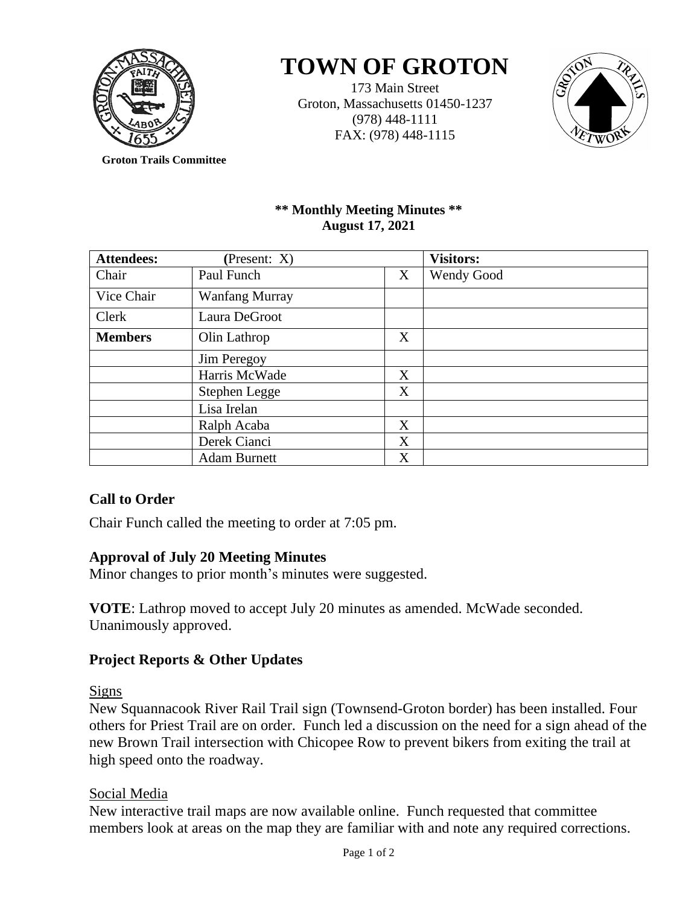# TOWN OF GROTON

173 Main Street
Groton, Massachusetts 01450-1237
(978) 448-1111
FAX: (978) 448-1115

**Groton Trails Committee**

**\*\* Monthly Meeting Minutes \*\***
**August 17, 2021**

| **Attendees:** | **(Present: X)** | | **Visitors:** |
|---|---|---|---|
| Chair | Paul Funch | X | Wendy Good |
| Vice Chair | Wanfang Murray | | |
| Clerk | Laura DeGroot | | |
| **Members** | Olin Lathrop | X | |
| | Jim Peregoy | | |
| | Harris McWade | X | |
| | Stephen Legge | X | |
| | Lisa Irelan | | |
| | Ralph Acaba | X | |
| | Derek Cianci | X | |
| | Adam Burnett | X | |

## Call to Order

Chair Funch called the meeting to order at 7:05 pm.

## Approval of July 20 Meeting Minutes

Minor changes to prior month's minutes were suggested.

**VOTE**: Lathrop moved to accept July 20 minutes as amended. McWade seconded. Unanimously approved.

## Project Reports & Other Updates

### Signs

New Squannacook River Rail Trail sign (Townsend-Groton border) has been installed. Four others for Priest Trail are on order. Funch led a discussion on the need for a sign ahead of the new Brown Trail intersection with Chicopee Row to prevent bikers from exiting the trail at high speed onto the roadway.

### Social Media

New interactive trail maps are now available online. Funch requested that committee members look at areas on the map they are familiar with and note any required corrections.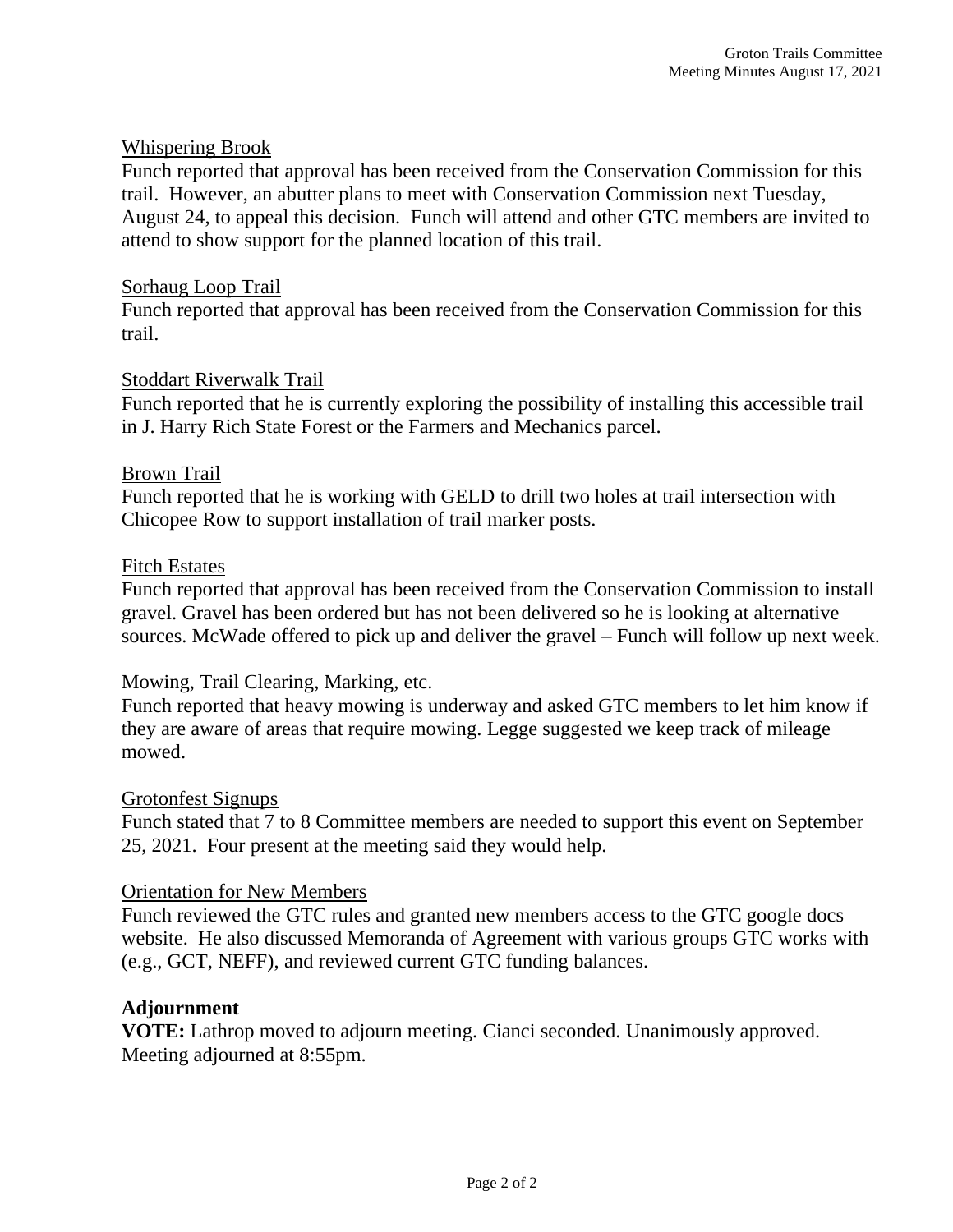Whispering Brook

Funch reported that approval has been received from the Conservation Commission for this trail. However, an abutter plans to meet with Conservation Commission next Tuesday, August 24, to appeal this decision. Funch will attend and other GTC members are invited to attend to show support for the planned location of this trail.

Sorhaug Loop Trail

Funch reported that approval has been received from the Conservation Commission for this trail.

Stoddart Riverwalk Trail

Funch reported that he is currently exploring the possibility of installing this accessible trail in J. Harry Rich State Forest or the Farmers and Mechanics parcel.

Brown Trail

Funch reported that he is working with GELD to drill two holes at trail intersection with Chicopee Row to support installation of trail marker posts.

Fitch Estates

Funch reported that approval has been received from the Conservation Commission to install gravel. Gravel has been ordered but has not been delivered so he is looking at alternative sources. McWade offered to pick up and deliver the gravel – Funch will follow up next week.

Mowing, Trail Clearing, Marking, etc.

Funch reported that heavy mowing is underway and asked GTC members to let him know if they are aware of areas that require mowing. Legge suggested we keep track of mileage mowed.

Grotonfest Signups

Funch stated that 7 to 8 Committee members are needed to support this event on September 25, 2021. Four present at the meeting said they would help.

Orientation for New Members

Funch reviewed the GTC rules and granted new members access to the GTC google docs website. He also discussed Memoranda of Agreement with various groups GTC works with (e.g., GCT, NEFF), and reviewed current GTC funding balances.

**Adjournment**

**VOTE:** Lathrop moved to adjourn meeting. Cianci seconded. Unanimously approved. Meeting adjourned at 8:55pm.